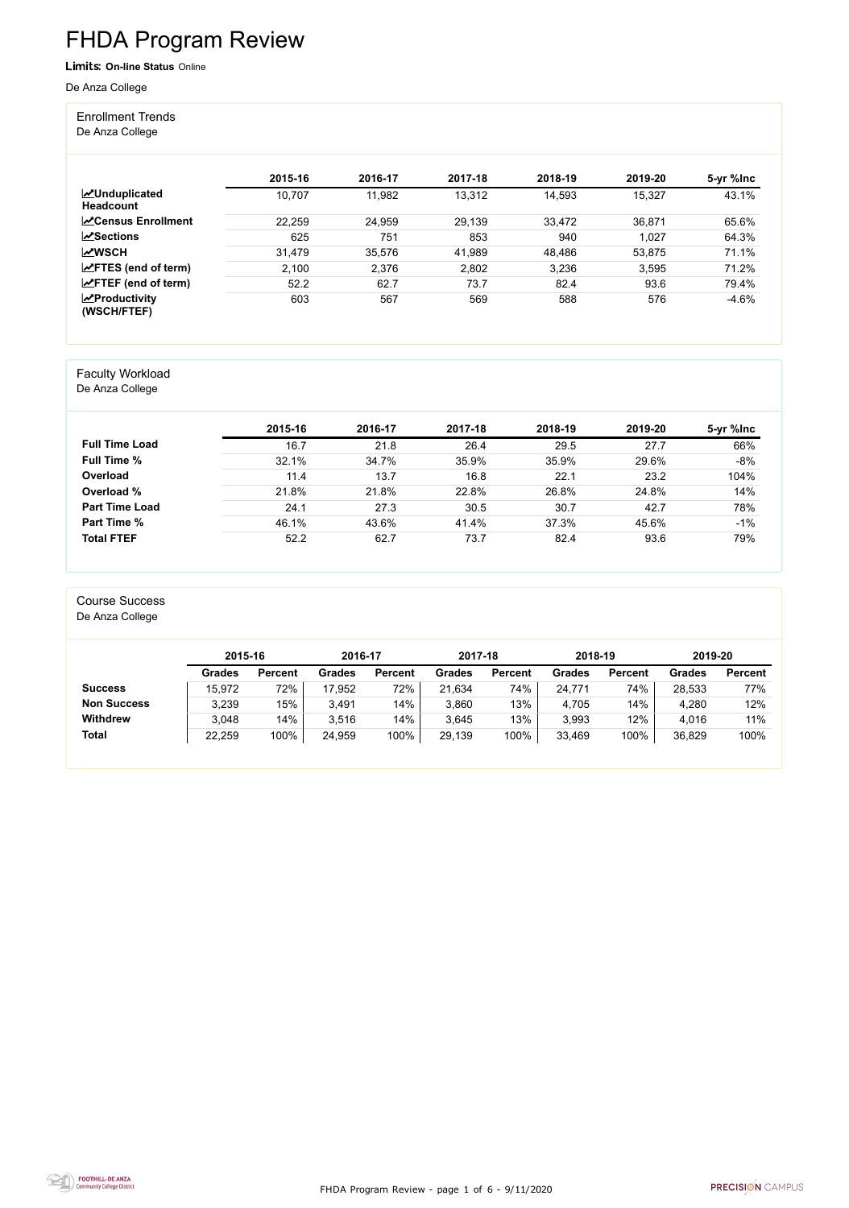# FHDA Program Review

**Limits:** **On-line Status** Online

De Anza College

## Enrollment Trends

De Anza College

| | 2015-16 | 2016-17 | 2017-18 | 2018-19 | 2019-20 | 5-yr %Inc |
|---|---|---|---|---|---|---|
| **Unduplicated Headcount** | 10,707 | 11,982 | 13,312 | 14,593 | 15,327 | 43.1% |
| **Census Enrollment** | 22,259 | 24,959 | 29,139 | 33,472 | 36,871 | 65.6% |
| **Sections** | 625 | 751 | 853 | 940 | 1,027 | 64.3% |
| **WSCH** | 31,479 | 35,576 | 41,989 | 48,486 | 53,875 | 71.1% |
| **FTES (end of term)** | 2,100 | 2,376 | 2,802 | 3,236 | 3,595 | 71.2% |
| **FTEF (end of term)** | 52.2 | 62.7 | 73.7 | 82.4 | 93.6 | 79.4% |
| **Productivity (WSCH/FTEF)** | 603 | 567 | 569 | 588 | 576 | -4.6% |

## Faculty Workload

De Anza College

| | 2015-16 | 2016-17 | 2017-18 | 2018-19 | 2019-20 | 5-yr %Inc |
|---|---|---|---|---|---|---|
| **Full Time Load** | 16.7 | 21.8 | 26.4 | 29.5 | 27.7 | 66% |
| **Full Time %** | 32.1% | 34.7% | 35.9% | 35.9% | 29.6% | -8% |
| **Overload** | 11.4 | 13.7 | 16.8 | 22.1 | 23.2 | 104% |
| **Overload %** | 21.8% | 21.8% | 22.8% | 26.8% | 24.8% | 14% |
| **Part Time Load** | 24.1 | 27.3 | 30.5 | 30.7 | 42.7 | 78% |
| **Part Time %** | 46.1% | 43.6% | 41.4% | 37.3% | 45.6% | -1% |
| **Total FTEF** | 52.2 | 62.7 | 73.7 | 82.4 | 93.6 | 79% |

## Course Success

De Anza College

| | 2015-16 | | 2016-17 | | 2017-18 | | 2018-19 | | 2019-20 | |
|---|---|---|---|---|---|---|---|---|---|---|
| | **Grades** | **Percent** | **Grades** | **Percent** | **Grades** | **Percent** | **Grades** | **Percent** | **Grades** | **Percent** |
| **Success** | 15,972 | 72% | 17,952 | 72% | 21,634 | 74% | 24,771 | 74% | 28,533 | 77% |
| **Non Success** | 3,239 | 15% | 3,491 | 14% | 3,860 | 13% | 4,705 | 14% | 4,280 | 12% |
| **Withdrew** | 3,048 | 14% | 3,516 | 14% | 3,645 | 13% | 3,993 | 12% | 4,016 | 11% |
| **Total** | 22,259 | 100% | 24,959 | 100% | 29,139 | 100% | 33,469 | 100% | 36,829 | 100% |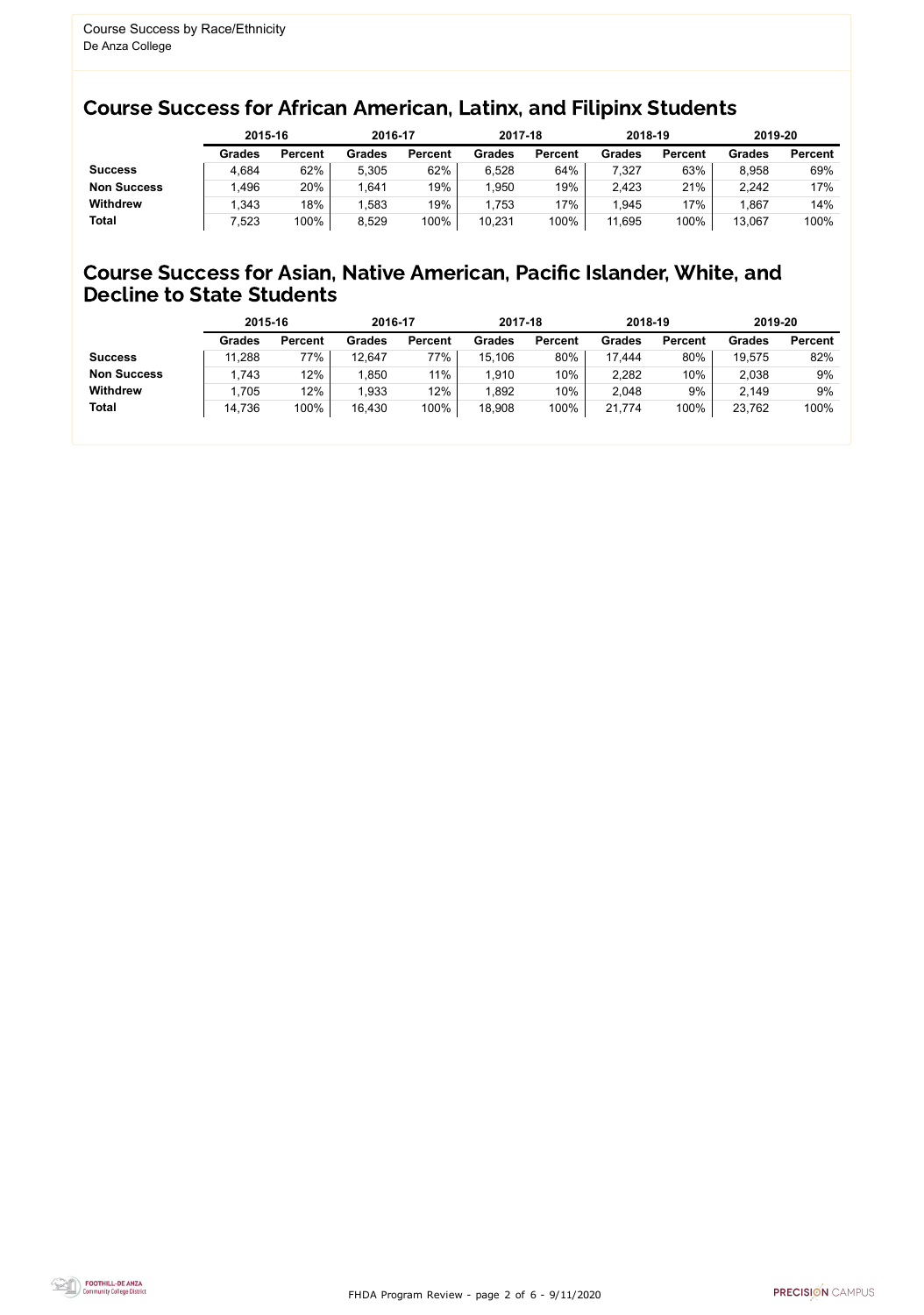Course Success by Race/Ethnicity
De Anza College

## Course Success for African American, Latinx, and Filipinx Students

| | 2015-16 | | 2016-17 | | 2017-18 | | 2018-19 | | 2019-20 | |
|---|---|---|---|---|---|---|---|---|---|---|
| | **Grades** | **Percent** | **Grades** | **Percent** | **Grades** | **Percent** | **Grades** | **Percent** | **Grades** | **Percent** |
| **Success** | 4,684 | 62% | 5,305 | 62% | 6,528 | 64% | 7,327 | 63% | 8,958 | 69% |
| **Non Success** | 1,496 | 20% | 1,641 | 19% | 1,950 | 19% | 2,423 | 21% | 2,242 | 17% |
| **Withdrew** | 1,343 | 18% | 1,583 | 19% | 1,753 | 17% | 1,945 | 17% | 1,867 | 14% |
| **Total** | 7,523 | 100% | 8,529 | 100% | 10,231 | 100% | 11,695 | 100% | 13,067 | 100% |

## Course Success for Asian, Native American, Pacific Islander, White, and Decline to State Students

| | 2015-16 | | 2016-17 | | 2017-18 | | 2018-19 | | 2019-20 | |
|---|---|---|---|---|---|---|---|---|---|---|
| | **Grades** | **Percent** | **Grades** | **Percent** | **Grades** | **Percent** | **Grades** | **Percent** | **Grades** | **Percent** |
| **Success** | 11,288 | 77% | 12,647 | 77% | 15,106 | 80% | 17,444 | 80% | 19,575 | 82% |
| **Non Success** | 1,743 | 12% | 1,850 | 11% | 1,910 | 10% | 2,282 | 10% | 2,038 | 9% |
| **Withdrew** | 1,705 | 12% | 1,933 | 12% | 1,892 | 10% | 2,048 | 9% | 2,149 | 9% |
| **Total** | 14,736 | 100% | 16,430 | 100% | 18,908 | 100% | 21,774 | 100% | 23,762 | 100% |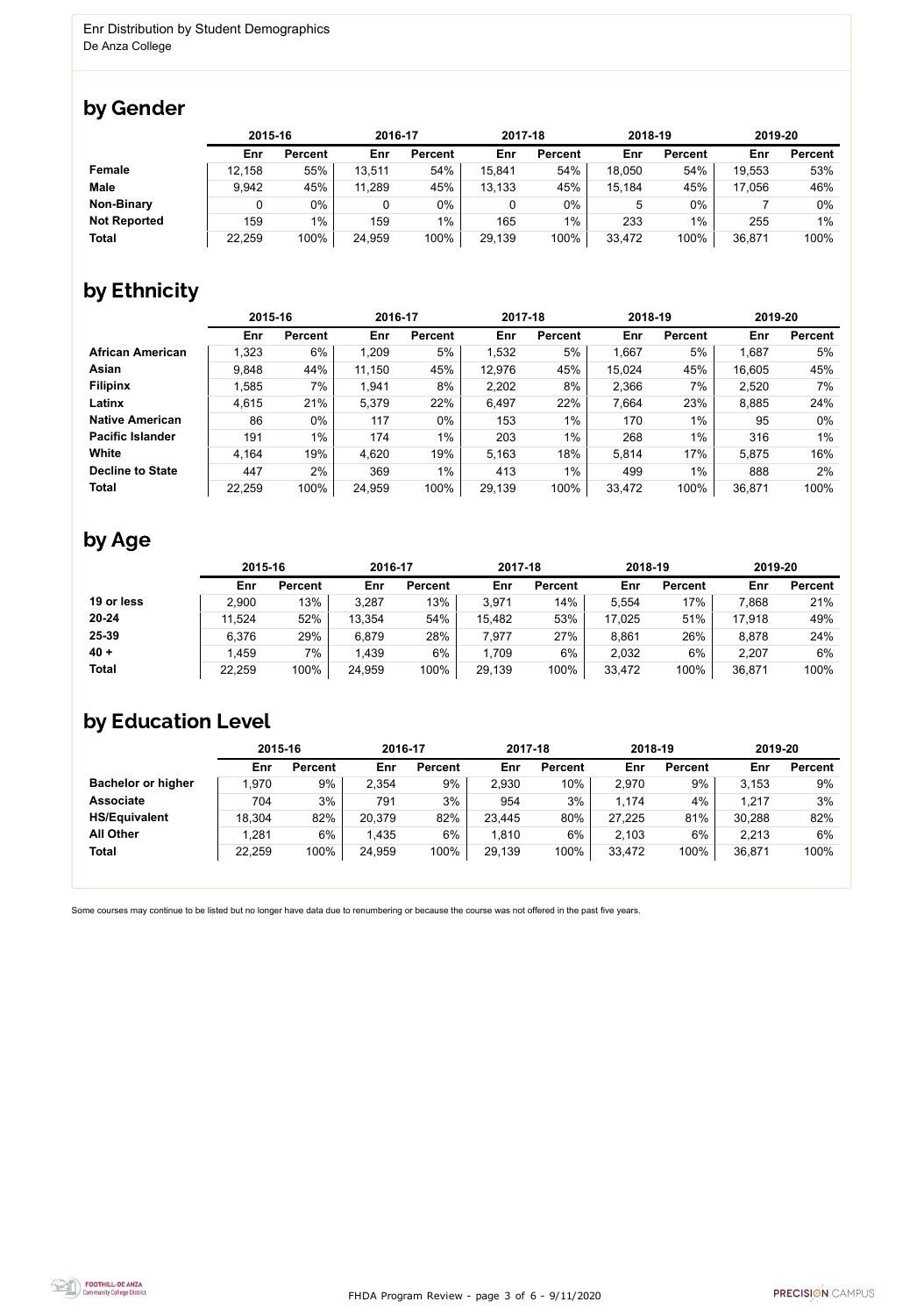Enr Distribution by Student Demographics
De Anza College

## by Gender

| | 2015-16 | | 2016-17 | | 2017-18 | | 2018-19 | | 2019-20 | |
|---|---|---|---|---|---|---|---|---|---|---|
| | Enr | Percent | Enr | Percent | Enr | Percent | Enr | Percent | Enr | Percent |
| **Female** | 12,158 | 55% | 13,511 | 54% | 15,841 | 54% | 18,050 | 54% | 19,553 | 53% |
| **Male** | 9,942 | 45% | 11,289 | 45% | 13,133 | 45% | 15,184 | 45% | 17,056 | 46% |
| **Non-Binary** | 0 | 0% | 0 | 0% | 0 | 0% | 5 | 0% | 7 | 0% |
| **Not Reported** | 159 | 1% | 159 | 1% | 165 | 1% | 233 | 1% | 255 | 1% |
| **Total** | 22,259 | 100% | 24,959 | 100% | 29,139 | 100% | 33,472 | 100% | 36,871 | 100% |

## by Ethnicity

| | 2015-16 | | 2016-17 | | 2017-18 | | 2018-19 | | 2019-20 | |
|---|---|---|---|---|---|---|---|---|---|---|
| | Enr | Percent | Enr | Percent | Enr | Percent | Enr | Percent | Enr | Percent |
| **African American** | 1,323 | 6% | 1,209 | 5% | 1,532 | 5% | 1,667 | 5% | 1,687 | 5% |
| **Asian** | 9,848 | 44% | 11,150 | 45% | 12,976 | 45% | 15,024 | 45% | 16,605 | 45% |
| **Filipinx** | 1,585 | 7% | 1,941 | 8% | 2,202 | 8% | 2,366 | 7% | 2,520 | 7% |
| **Latinx** | 4,615 | 21% | 5,379 | 22% | 6,497 | 22% | 7,664 | 23% | 8,885 | 24% |
| **Native American** | 86 | 0% | 117 | 0% | 153 | 1% | 170 | 1% | 95 | 0% |
| **Pacific Islander** | 191 | 1% | 174 | 1% | 203 | 1% | 268 | 1% | 316 | 1% |
| **White** | 4,164 | 19% | 4,620 | 19% | 5,163 | 18% | 5,814 | 17% | 5,875 | 16% |
| **Decline to State** | 447 | 2% | 369 | 1% | 413 | 1% | 499 | 1% | 888 | 2% |
| **Total** | 22,259 | 100% | 24,959 | 100% | 29,139 | 100% | 33,472 | 100% | 36,871 | 100% |

## by Age

| | 2015-16 | | 2016-17 | | 2017-18 | | 2018-19 | | 2019-20 | |
|---|---|---|---|---|---|---|---|---|---|---|
| | Enr | Percent | Enr | Percent | Enr | Percent | Enr | Percent | Enr | Percent |
| **19 or less** | 2,900 | 13% | 3,287 | 13% | 3,971 | 14% | 5,554 | 17% | 7,868 | 21% |
| **20-24** | 11,524 | 52% | 13,354 | 54% | 15,482 | 53% | 17,025 | 51% | 17,918 | 49% |
| **25-39** | 6,376 | 29% | 6,879 | 28% | 7,977 | 27% | 8,861 | 26% | 8,878 | 24% |
| **40 +** | 1,459 | 7% | 1,439 | 6% | 1,709 | 6% | 2,032 | 6% | 2,207 | 6% |
| **Total** | 22,259 | 100% | 24,959 | 100% | 29,139 | 100% | 33,472 | 100% | 36,871 | 100% |

## by Education Level

| | 2015-16 | | 2016-17 | | 2017-18 | | 2018-19 | | 2019-20 | |
|---|---|---|---|---|---|---|---|---|---|---|
| | Enr | Percent | Enr | Percent | Enr | Percent | Enr | Percent | Enr | Percent |
| **Bachelor or higher** | 1,970 | 9% | 2,354 | 9% | 2,930 | 10% | 2,970 | 9% | 3,153 | 9% |
| **Associate** | 704 | 3% | 791 | 3% | 954 | 3% | 1,174 | 4% | 1,217 | 3% |
| **HS/Equivalent** | 18,304 | 82% | 20,379 | 82% | 23,445 | 80% | 27,225 | 81% | 30,288 | 82% |
| **All Other** | 1,281 | 6% | 1,435 | 6% | 1,810 | 6% | 2,103 | 6% | 2,213 | 6% |
| **Total** | 22,259 | 100% | 24,959 | 100% | 29,139 | 100% | 33,472 | 100% | 36,871 | 100% |

Some courses may continue to be listed but no longer have data due to renumbering or because the course was not offered in the past five years.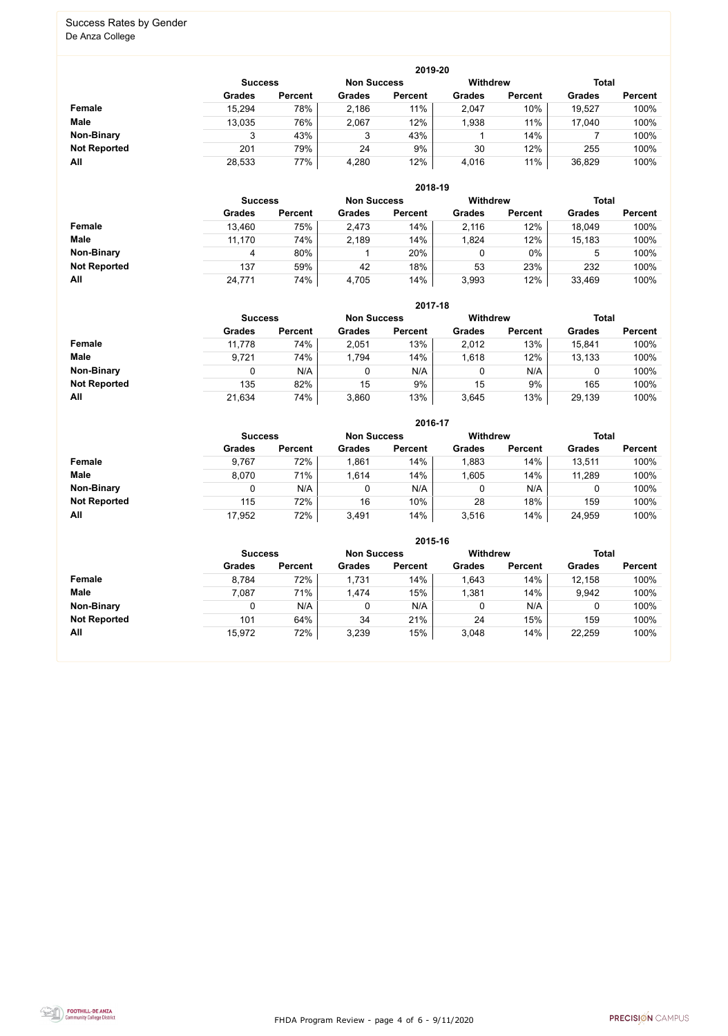## Success Rates by Gender

De Anza College

| 2019-20 | Success | | Non Success | | Withdrew | | Total | |
|---|---|---|---|---|---|---|---|---|
| | Grades | Percent | Grades | Percent | Grades | Percent | Grades | Percent |
| **Female** | 15,294 | 78% | 2,186 | 11% | 2,047 | 10% | 19,527 | 100% |
| **Male** | 13,035 | 76% | 2,067 | 12% | 1,938 | 11% | 17,040 | 100% |
| **Non-Binary** | 3 | 43% | 3 | 43% | 1 | 14% | 7 | 100% |
| **Not Reported** | 201 | 79% | 24 | 9% | 30 | 12% | 255 | 100% |
| **All** | 28,533 | 77% | 4,280 | 12% | 4,016 | 11% | 36,829 | 100% |

| 2018-19 | Success | | Non Success | | Withdrew | | Total | |
|---|---|---|---|---|---|---|---|---|
| | Grades | Percent | Grades | Percent | Grades | Percent | Grades | Percent |
| **Female** | 13,460 | 75% | 2,473 | 14% | 2,116 | 12% | 18,049 | 100% |
| **Male** | 11,170 | 74% | 2,189 | 14% | 1,824 | 12% | 15,183 | 100% |
| **Non-Binary** | 4 | 80% | 1 | 20% | 0 | 0% | 5 | 100% |
| **Not Reported** | 137 | 59% | 42 | 18% | 53 | 23% | 232 | 100% |
| **All** | 24,771 | 74% | 4,705 | 14% | 3,993 | 12% | 33,469 | 100% |

| 2017-18 | Success | | Non Success | | Withdrew | | Total | |
|---|---|---|---|---|---|---|---|---|
| | Grades | Percent | Grades | Percent | Grades | Percent | Grades | Percent |
| **Female** | 11,778 | 74% | 2,051 | 13% | 2,012 | 13% | 15,841 | 100% |
| **Male** | 9,721 | 74% | 1,794 | 14% | 1,618 | 12% | 13,133 | 100% |
| **Non-Binary** | 0 | N/A | 0 | N/A | 0 | N/A | 0 | 100% |
| **Not Reported** | 135 | 82% | 15 | 9% | 15 | 9% | 165 | 100% |
| **All** | 21,634 | 74% | 3,860 | 13% | 3,645 | 13% | 29,139 | 100% |

| 2016-17 | Success | | Non Success | | Withdrew | | Total | |
|---|---|---|---|---|---|---|---|---|
| | Grades | Percent | Grades | Percent | Grades | Percent | Grades | Percent |
| **Female** | 9,767 | 72% | 1,861 | 14% | 1,883 | 14% | 13,511 | 100% |
| **Male** | 8,070 | 71% | 1,614 | 14% | 1,605 | 14% | 11,289 | 100% |
| **Non-Binary** | 0 | N/A | 0 | N/A | 0 | N/A | 0 | 100% |
| **Not Reported** | 115 | 72% | 16 | 10% | 28 | 18% | 159 | 100% |
| **All** | 17,952 | 72% | 3,491 | 14% | 3,516 | 14% | 24,959 | 100% |

| 2015-16 | Success | | Non Success | | Withdrew | | Total | |
|---|---|---|---|---|---|---|---|---|
| | Grades | Percent | Grades | Percent | Grades | Percent | Grades | Percent |
| **Female** | 8,784 | 72% | 1,731 | 14% | 1,643 | 14% | 12,158 | 100% |
| **Male** | 7,087 | 71% | 1,474 | 15% | 1,381 | 14% | 9,942 | 100% |
| **Non-Binary** | 0 | N/A | 0 | N/A | 0 | N/A | 0 | 100% |
| **Not Reported** | 101 | 64% | 34 | 21% | 24 | 15% | 159 | 100% |
| **All** | 15,972 | 72% | 3,239 | 15% | 3,048 | 14% | 22,259 | 100% |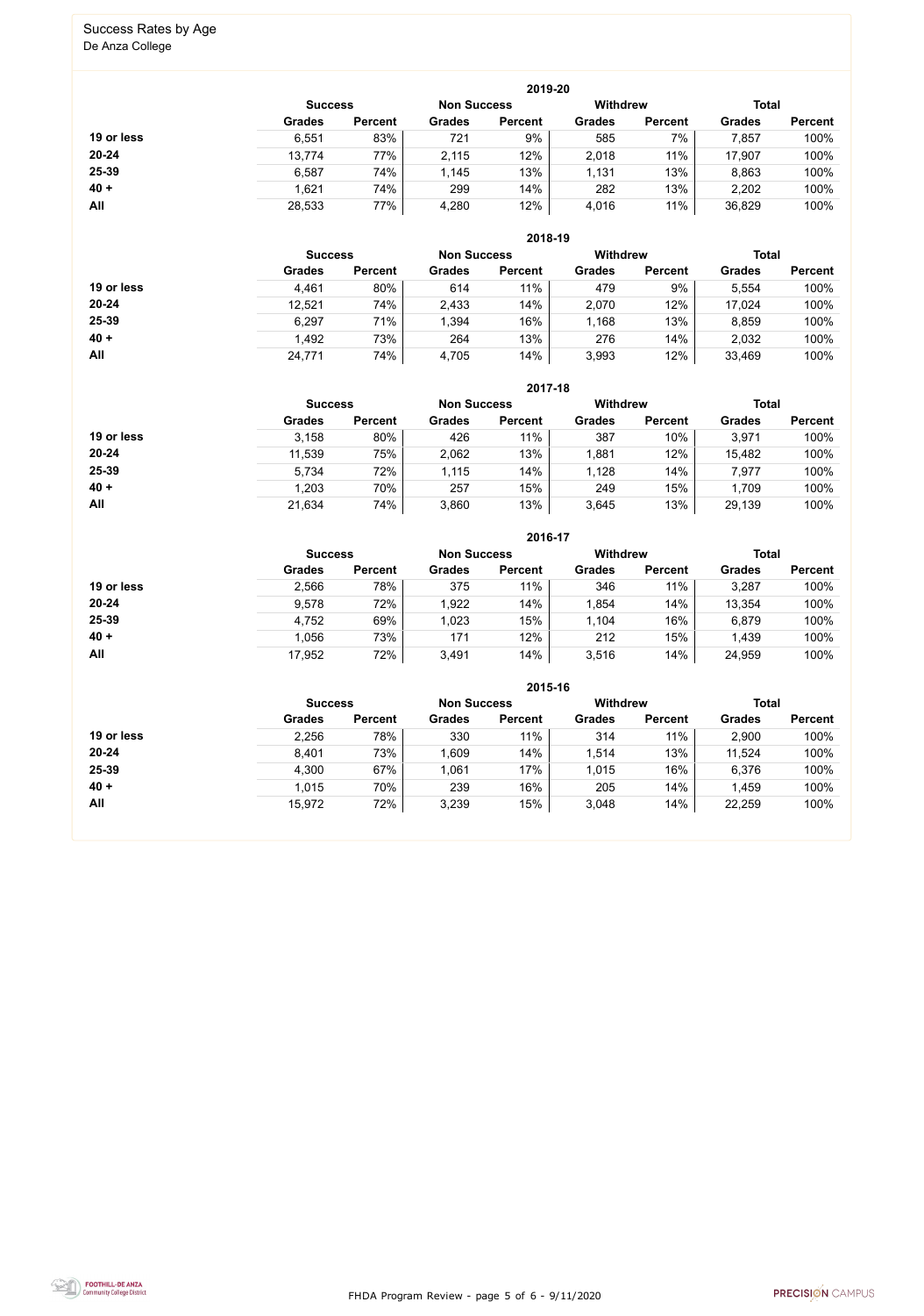# Success Rates by Age

De Anza College

## 2019-20

| | Success | | Non Success | | Withdrew | | Total | |
|---|---|---|---|---|---|---|---|---|
| | Grades | Percent | Grades | Percent | Grades | Percent | Grades | Percent |
| 19 or less | 6,551 | 83% | 721 | 9% | 585 | 7% | 7,857 | 100% |
| 20-24 | 13,774 | 77% | 2,115 | 12% | 2,018 | 11% | 17,907 | 100% |
| 25-39 | 6,587 | 74% | 1,145 | 13% | 1,131 | 13% | 8,863 | 100% |
| 40 + | 1,621 | 74% | 299 | 14% | 282 | 13% | 2,202 | 100% |
| All | 28,533 | 77% | 4,280 | 12% | 4,016 | 11% | 36,829 | 100% |

## 2018-19

| | Success | | Non Success | | Withdrew | | Total | |
|---|---|---|---|---|---|---|---|---|
| | Grades | Percent | Grades | Percent | Grades | Percent | Grades | Percent |
| 19 or less | 4,461 | 80% | 614 | 11% | 479 | 9% | 5,554 | 100% |
| 20-24 | 12,521 | 74% | 2,433 | 14% | 2,070 | 12% | 17,024 | 100% |
| 25-39 | 6,297 | 71% | 1,394 | 16% | 1,168 | 13% | 8,859 | 100% |
| 40 + | 1,492 | 73% | 264 | 13% | 276 | 14% | 2,032 | 100% |
| All | 24,771 | 74% | 4,705 | 14% | 3,993 | 12% | 33,469 | 100% |

## 2017-18

| | Success | | Non Success | | Withdrew | | Total | |
|---|---|---|---|---|---|---|---|---|
| | Grades | Percent | Grades | Percent | Grades | Percent | Grades | Percent |
| 19 or less | 3,158 | 80% | 426 | 11% | 387 | 10% | 3,971 | 100% |
| 20-24 | 11,539 | 75% | 2,062 | 13% | 1,881 | 12% | 15,482 | 100% |
| 25-39 | 5,734 | 72% | 1,115 | 14% | 1,128 | 14% | 7,977 | 100% |
| 40 + | 1,203 | 70% | 257 | 15% | 249 | 15% | 1,709 | 100% |
| All | 21,634 | 74% | 3,860 | 13% | 3,645 | 13% | 29,139 | 100% |

## 2016-17

| | Success | | Non Success | | Withdrew | | Total | |
|---|---|---|---|---|---|---|---|---|
| | Grades | Percent | Grades | Percent | Grades | Percent | Grades | Percent |
| 19 or less | 2,566 | 78% | 375 | 11% | 346 | 11% | 3,287 | 100% |
| 20-24 | 9,578 | 72% | 1,922 | 14% | 1,854 | 14% | 13,354 | 100% |
| 25-39 | 4,752 | 69% | 1,023 | 15% | 1,104 | 16% | 6,879 | 100% |
| 40 + | 1,056 | 73% | 171 | 12% | 212 | 15% | 1,439 | 100% |
| All | 17,952 | 72% | 3,491 | 14% | 3,516 | 14% | 24,959 | 100% |

## 2015-16

| | Success | | Non Success | | Withdrew | | Total | |
|---|---|---|---|---|---|---|---|---|
| | Grades | Percent | Grades | Percent | Grades | Percent | Grades | Percent |
| 19 or less | 2,256 | 78% | 330 | 11% | 314 | 11% | 2,900 | 100% |
| 20-24 | 8,401 | 73% | 1,609 | 14% | 1,514 | 13% | 11,524 | 100% |
| 25-39 | 4,300 | 67% | 1,061 | 17% | 1,015 | 16% | 6,376 | 100% |
| 40 + | 1,015 | 70% | 239 | 16% | 205 | 14% | 1,459 | 100% |
| All | 15,972 | 72% | 3,239 | 15% | 3,048 | 14% | 22,259 | 100% |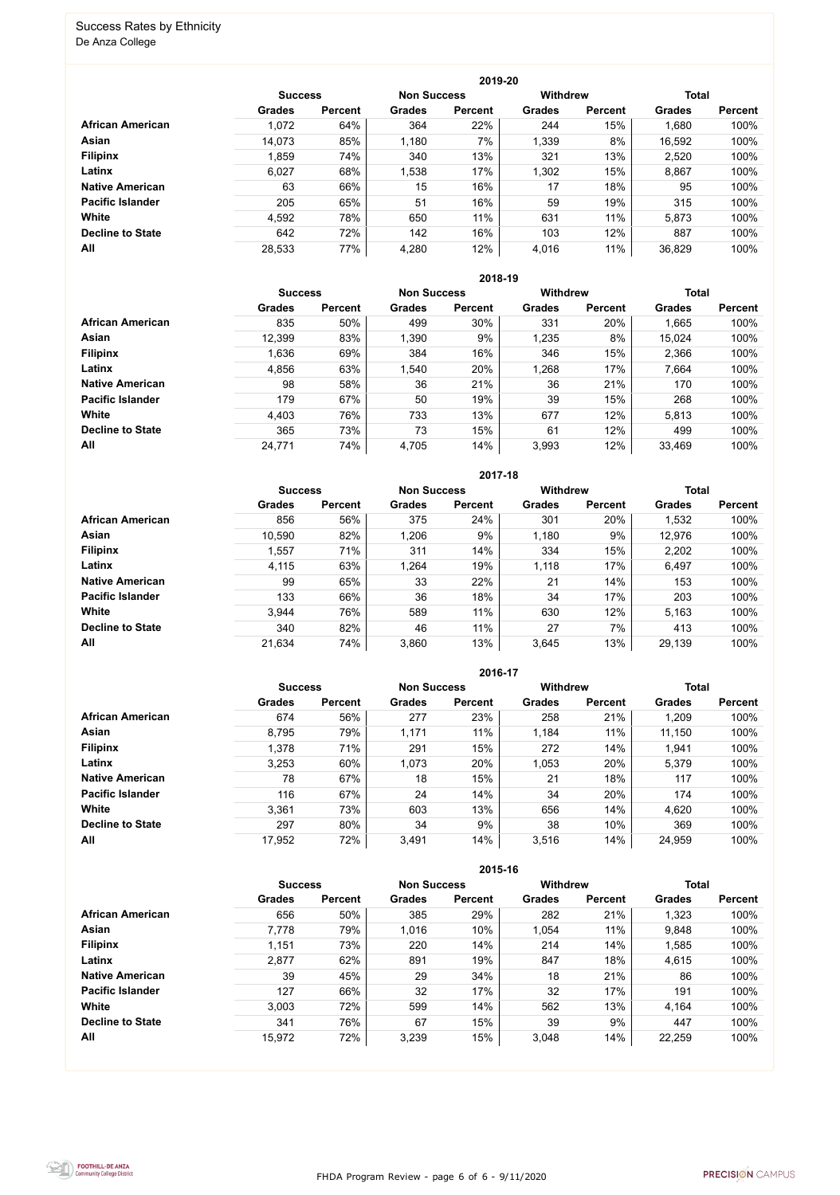## Success Rates by Ethnicity

De Anza College

### 2019-20

| | Success | | Non Success | | Withdrew | | Total | |
|---|---|---|---|---|---|---|---|---|
| | Grades | Percent | Grades | Percent | Grades | Percent | Grades | Percent |
| **African American** | 1,072 | 64% | 364 | 22% | 244 | 15% | 1,680 | 100% |
| **Asian** | 14,073 | 85% | 1,180 | 7% | 1,339 | 8% | 16,592 | 100% |
| **Filipinx** | 1,859 | 74% | 340 | 13% | 321 | 13% | 2,520 | 100% |
| **Latinx** | 6,027 | 68% | 1,538 | 17% | 1,302 | 15% | 8,867 | 100% |
| **Native American** | 63 | 66% | 15 | 16% | 17 | 18% | 95 | 100% |
| **Pacific Islander** | 205 | 65% | 51 | 16% | 59 | 19% | 315 | 100% |
| **White** | 4,592 | 78% | 650 | 11% | 631 | 11% | 5,873 | 100% |
| **Decline to State** | 642 | 72% | 142 | 16% | 103 | 12% | 887 | 100% |
| **All** | 28,533 | 77% | 4,280 | 12% | 4,016 | 11% | 36,829 | 100% |

### 2018-19

| | Success | | Non Success | | Withdrew | | Total | |
|---|---|---|---|---|---|---|---|---|
| | Grades | Percent | Grades | Percent | Grades | Percent | Grades | Percent |
| **African American** | 835 | 50% | 499 | 30% | 331 | 20% | 1,665 | 100% |
| **Asian** | 12,399 | 83% | 1,390 | 9% | 1,235 | 8% | 15,024 | 100% |
| **Filipinx** | 1,636 | 69% | 384 | 16% | 346 | 15% | 2,366 | 100% |
| **Latinx** | 4,856 | 63% | 1,540 | 20% | 1,268 | 17% | 7,664 | 100% |
| **Native American** | 98 | 58% | 36 | 21% | 36 | 21% | 170 | 100% |
| **Pacific Islander** | 179 | 67% | 50 | 19% | 39 | 15% | 268 | 100% |
| **White** | 4,403 | 76% | 733 | 13% | 677 | 12% | 5,813 | 100% |
| **Decline to State** | 365 | 73% | 73 | 15% | 61 | 12% | 499 | 100% |
| **All** | 24,771 | 74% | 4,705 | 14% | 3,993 | 12% | 33,469 | 100% |

### 2017-18

| | Success | | Non Success | | Withdrew | | Total | |
|---|---|---|---|---|---|---|---|---|
| | Grades | Percent | Grades | Percent | Grades | Percent | Grades | Percent |
| **African American** | 856 | 56% | 375 | 24% | 301 | 20% | 1,532 | 100% |
| **Asian** | 10,590 | 82% | 1,206 | 9% | 1,180 | 9% | 12,976 | 100% |
| **Filipinx** | 1,557 | 71% | 311 | 14% | 334 | 15% | 2,202 | 100% |
| **Latinx** | 4,115 | 63% | 1,264 | 19% | 1,118 | 17% | 6,497 | 100% |
| **Native American** | 99 | 65% | 33 | 22% | 21 | 14% | 153 | 100% |
| **Pacific Islander** | 133 | 66% | 36 | 18% | 34 | 17% | 203 | 100% |
| **White** | 3,944 | 76% | 589 | 11% | 630 | 12% | 5,163 | 100% |
| **Decline to State** | 340 | 82% | 46 | 11% | 27 | 7% | 413 | 100% |
| **All** | 21,634 | 74% | 3,860 | 13% | 3,645 | 13% | 29,139 | 100% |

### 2016-17

| | Success | | Non Success | | Withdrew | | Total | |
|---|---|---|---|---|---|---|---|---|
| | Grades | Percent | Grades | Percent | Grades | Percent | Grades | Percent |
| **African American** | 674 | 56% | 277 | 23% | 258 | 21% | 1,209 | 100% |
| **Asian** | 8,795 | 79% | 1,171 | 11% | 1,184 | 11% | 11,150 | 100% |
| **Filipinx** | 1,378 | 71% | 291 | 15% | 272 | 14% | 1,941 | 100% |
| **Latinx** | 3,253 | 60% | 1,073 | 20% | 1,053 | 20% | 5,379 | 100% |
| **Native American** | 78 | 67% | 18 | 15% | 21 | 18% | 117 | 100% |
| **Pacific Islander** | 116 | 67% | 24 | 14% | 34 | 20% | 174 | 100% |
| **White** | 3,361 | 73% | 603 | 13% | 656 | 14% | 4,620 | 100% |
| **Decline to State** | 297 | 80% | 34 | 9% | 38 | 10% | 369 | 100% |
| **All** | 17,952 | 72% | 3,491 | 14% | 3,516 | 14% | 24,959 | 100% |

### 2015-16

| | Success | | Non Success | | Withdrew | | Total | |
|---|---|---|---|---|---|---|---|---|
| | Grades | Percent | Grades | Percent | Grades | Percent | Grades | Percent |
| **African American** | 656 | 50% | 385 | 29% | 282 | 21% | 1,323 | 100% |
| **Asian** | 7,778 | 79% | 1,016 | 10% | 1,054 | 11% | 9,848 | 100% |
| **Filipinx** | 1,151 | 73% | 220 | 14% | 214 | 14% | 1,585 | 100% |
| **Latinx** | 2,877 | 62% | 891 | 19% | 847 | 18% | 4,615 | 100% |
| **Native American** | 39 | 45% | 29 | 34% | 18 | 21% | 86 | 100% |
| **Pacific Islander** | 127 | 66% | 32 | 17% | 32 | 17% | 191 | 100% |
| **White** | 3,003 | 72% | 599 | 14% | 562 | 13% | 4,164 | 100% |
| **Decline to State** | 341 | 76% | 67 | 15% | 39 | 9% | 447 | 100% |
| **All** | 15,972 | 72% | 3,239 | 15% | 3,048 | 14% | 22,259 | 100% |